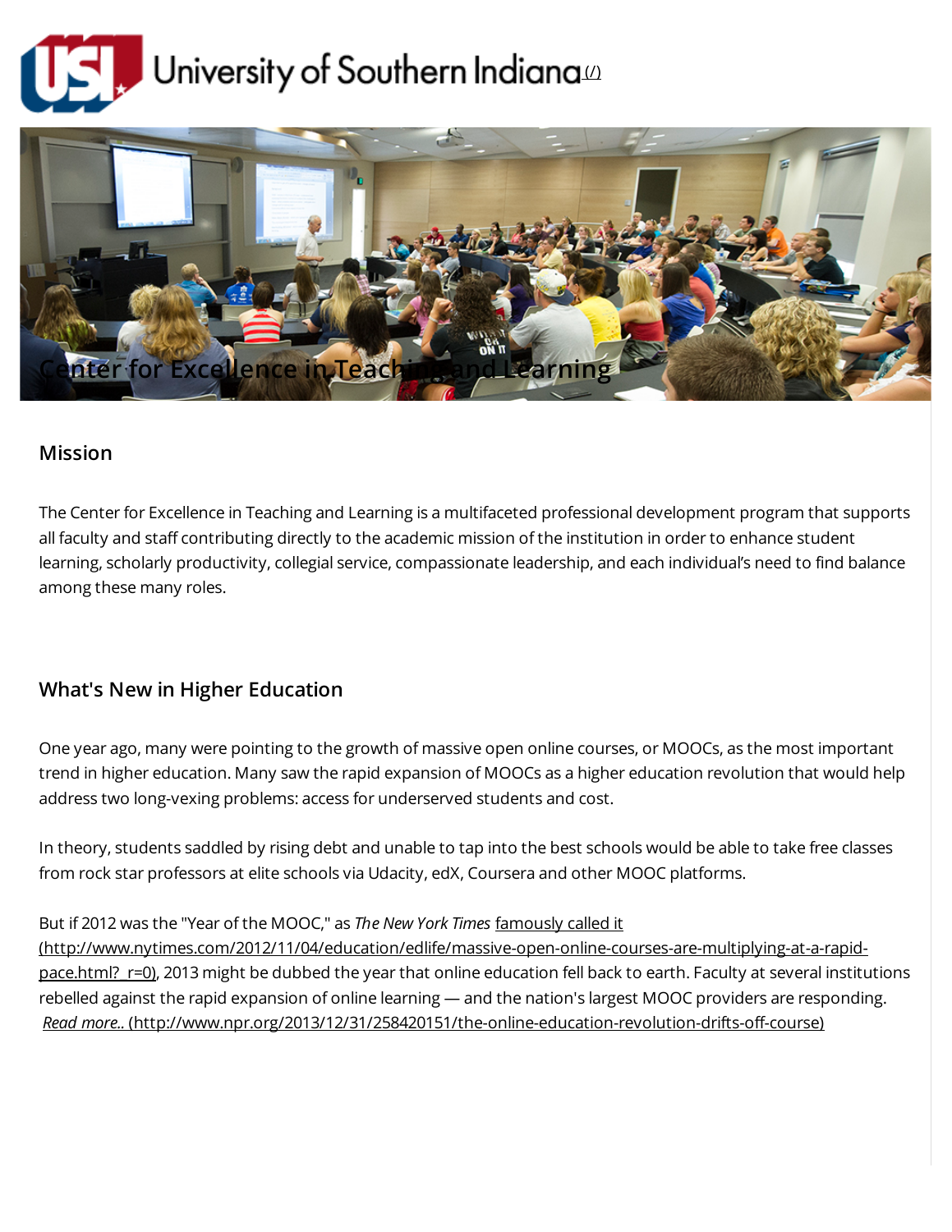University of Southern Indiana (/)

# Center for Excellence in Teaching and Learning

## Mission

The Center for Excellence in Teaching and Learning is a multifaceted professional development program that supports all faculty and staff contributing directly to the academic mission of the institution in order to enhance student learning, scholarly productivity, collegial service, compassionate leadership, and each individual's need to find balance among these many roles.

## What's New in Higher Education

One year ago, many were pointing to the growth of massive open online courses, or MOOCs, as the most important trend in higher education. Many saw the rapid expansion of MOOCs as a higher education revolution that would help address two long-vexing problems: access for underserved students and cost.

In theory, students saddled by rising debt and unable to tap into the best schools would be able to take free classes from rock star professors at elite schools via Udacity, edX, Coursera and other MOOC platforms.

But if 2012 was the "Year of the MOOC," as *The New York Times* famously called it (http://www.nytimes.com/2012/11/04/education/edlife/massive-open-online-courses-are-multiplying-at-a-rapid-pace.html?_r=0), 2013 might be dubbed the year that online education fell back to earth. Faculty at several institutions rebelled against the rapid expansion of online learning — and the nation's largest MOOC providers are responding. *Read more..* (http://www.npr.org/2013/12/31/258420151/the-online-education-revolution-drifts-off-course)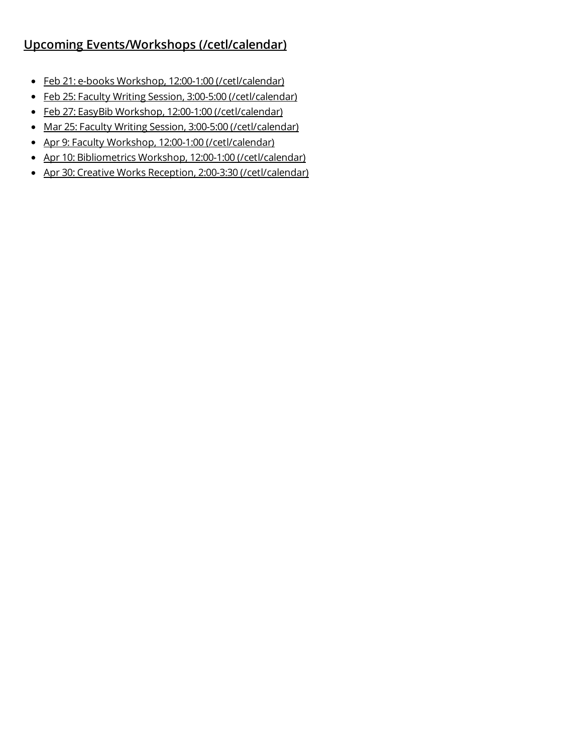## Upcoming Events/Workshops (/cetl/calendar)

- Feb 21: e-books Workshop, 12:00-1:00 (/cetl/calendar)
- Feb 25: Faculty Writing Session, 3:00-5:00 (/cetl/calendar)
- Feb 27: EasyBib Workshop, 12:00-1:00 (/cetl/calendar)
- Mar 25: Faculty Writing Session, 3:00-5:00 (/cetl/calendar)
- Apr 9: Faculty Workshop, 12:00-1:00 (/cetl/calendar)
- Apr 10: Bibliometrics Workshop, 12:00-1:00 (/cetl/calendar)
- Apr 30: Creative Works Reception, 2:00-3:30 (/cetl/calendar)